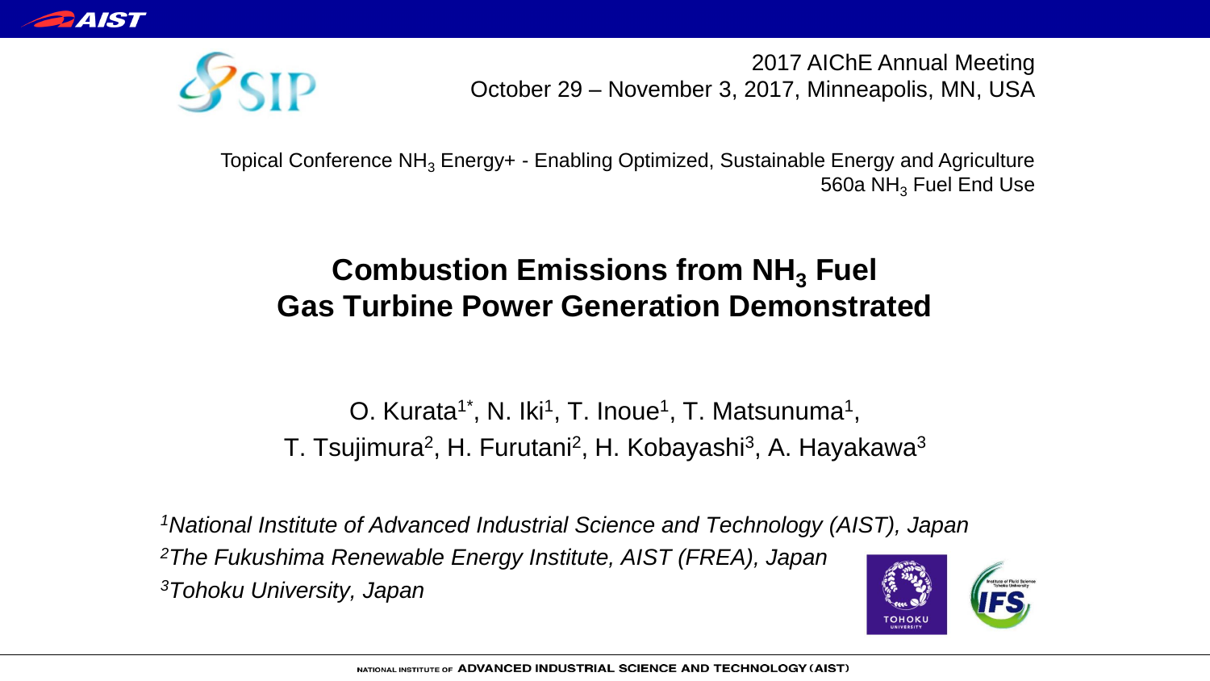2017 AIChE Annual Meeting
October 29 – November 3, 2017, Minneapolis, MN, USA

Topical Conference $NH_3$ Energy+ - Enabling Optimized, Sustainable Energy and Agriculture
560a $NH_3$ Fuel End Use

# Combustion Emissions from $NH_3$ Fuel Gas Turbine Power Generation Demonstrated

O. Kurata[1*], N. Iki[1], T. Inoue[1], T. Matsunuma[1],
T. Tsujimura[2], H. Furutani[2], H. Kobayashi[3], A. Hayakawa[3]

*[1]National Institute of Advanced Industrial Science and Technology (AIST), Japan*
*[2]The Fukushima Renewable Energy Institute, AIST (FREA), Japan*
*[3]Tohoku University, Japan*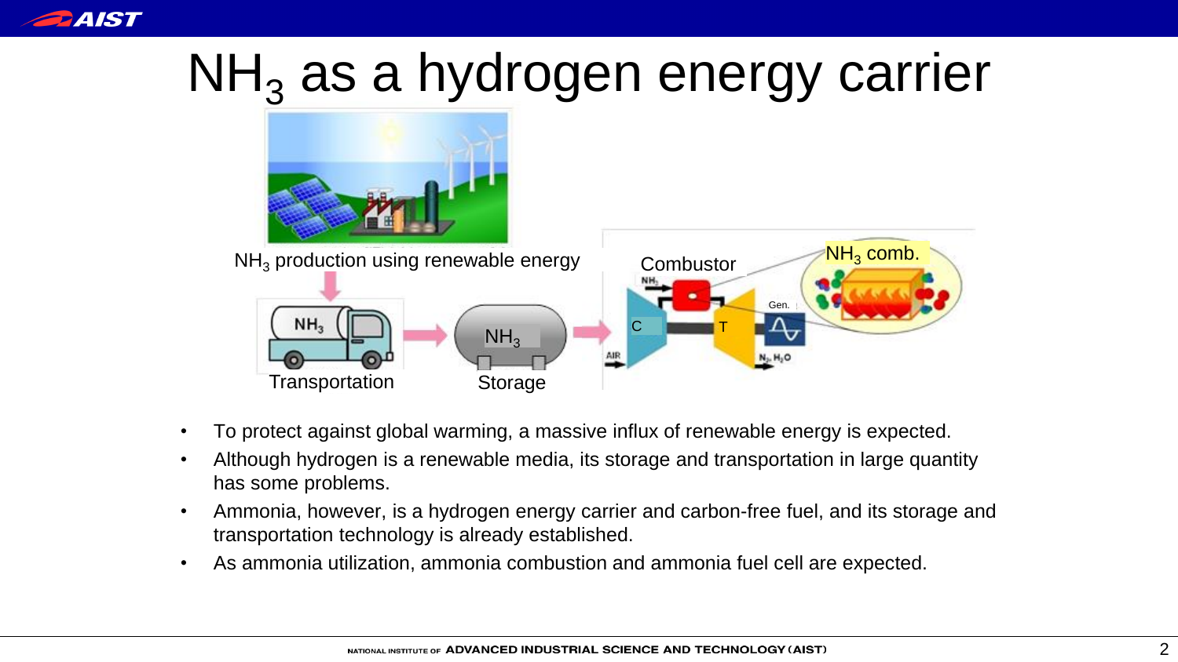# $NH_3$ as a hydrogen energy carrier

$NH_3$ production using renewable energy

Transportation

Storage

Combustor

$NH_3$ comb.

- To protect against global warming, a massive influx of renewable energy is expected.
- Although hydrogen is a renewable media, its storage and transportation in large quantity has some problems.
- Ammonia, however, is a hydrogen energy carrier and carbon-free fuel, and its storage and transportation technology is already established.
- As ammonia utilization, ammonia combustion and ammonia fuel cell are expected.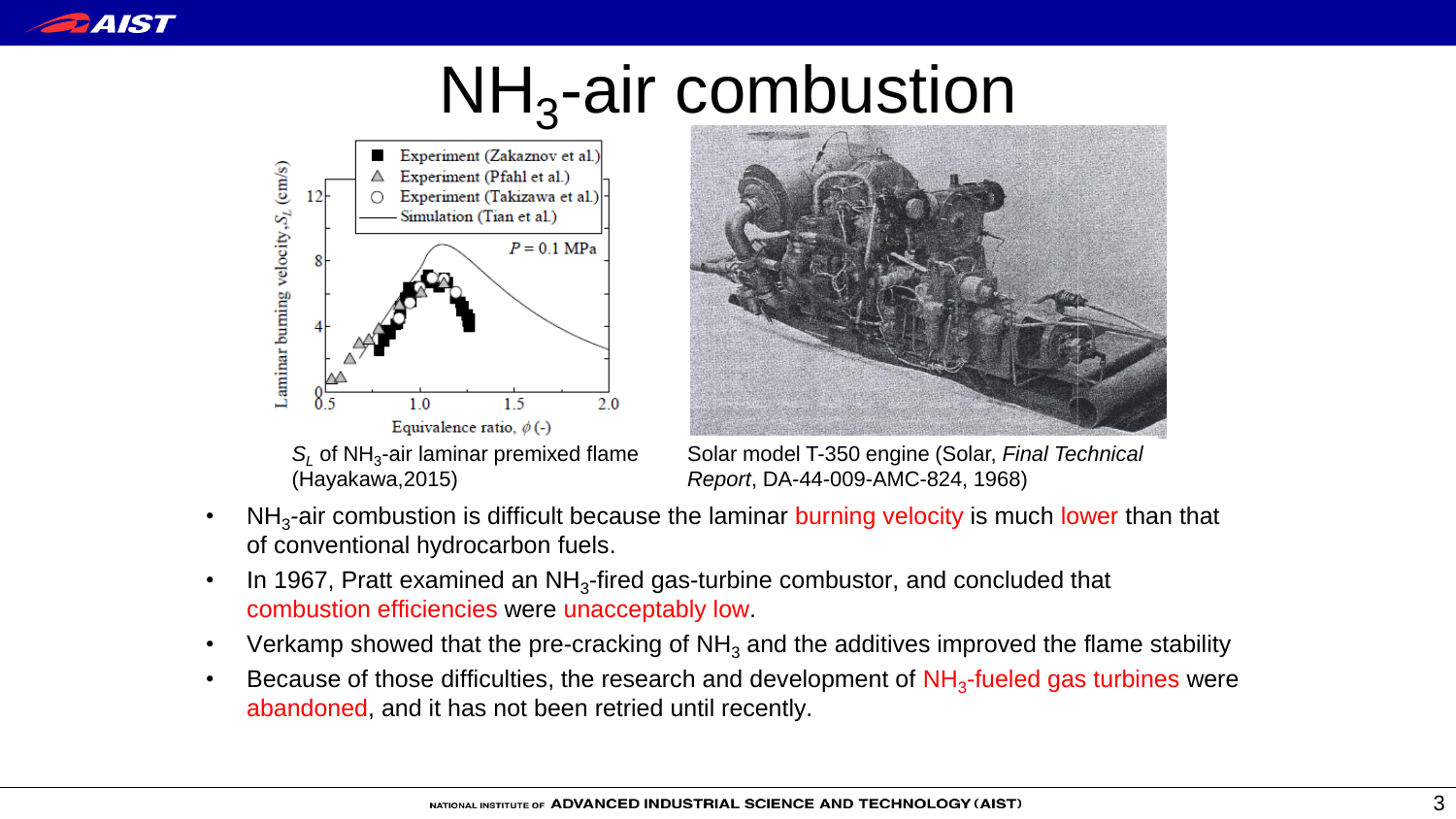# $NH_3$-air combustion

$S_L$ of $NH_3$-air laminar premixed flame (Hayakawa,2015)

Solar model T-350 engine (Solar, *Final Technical Report*, DA-44-009-AMC-824, 1968)

- $NH_3$-air combustion is difficult because the laminar burning velocity is much lower than that of conventional hydrocarbon fuels.
- In 1967, Pratt examined an $NH_3$-fired gas-turbine combustor, and concluded that combustion efficiencies were unacceptably low.
- Verkamp showed that the pre-cracking of $NH_3$ and the additives improved the flame stability
- Because of those difficulties, the research and development of $NH_3$-fueled gas turbines were abandoned, and it has not been retried until recently.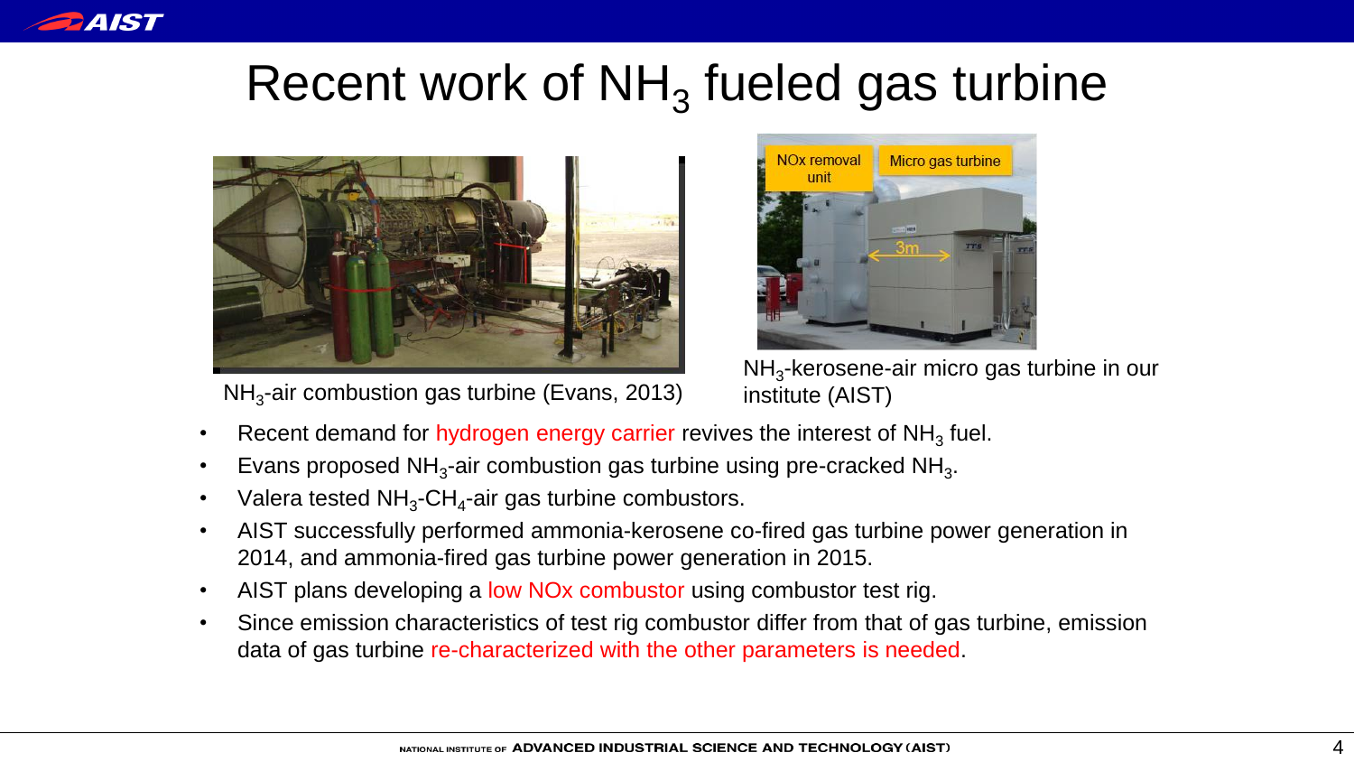# Recent work of $NH_3$ fueled gas turbine

$NH_3$-air combustion gas turbine (Evans, 2013)

$NH_3$-kerosene-air micro gas turbine in our institute (AIST)

- Recent demand for hydrogen energy carrier revives the interest of $NH_3$ fuel.
- Evans proposed $NH_3$-air combustion gas turbine using pre-cracked $NH_3$.
- Valera tested $NH_3$-$CH_4$-air gas turbine combustors.
- AIST successfully performed ammonia-kerosene co-fired gas turbine power generation in 2014, and ammonia-fired gas turbine power generation in 2015.
- AIST plans developing a low NOx combustor using combustor test rig.
- Since emission characteristics of test rig combustor differ from that of gas turbine, emission data of gas turbine re-characterized with the other parameters is needed.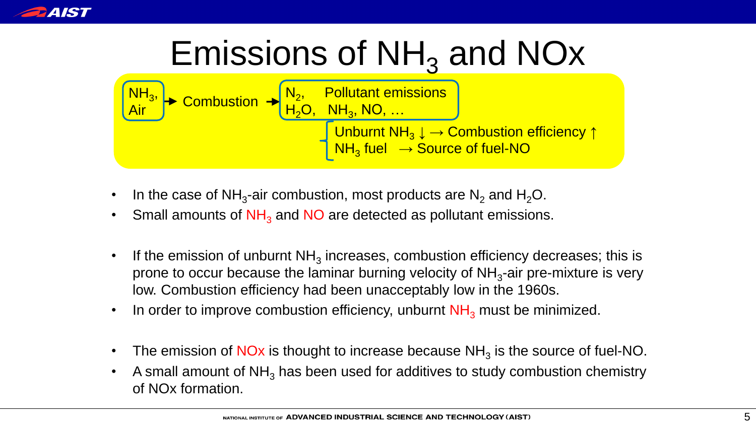# Emissions of $NH_3$ and NOx

$NH_3$, Air → Combustion → $N_2$, $H_2O$, Pollutant emissions $NH_3$, NO, …

- Unburnt $NH_3$ ↓ → Combustion efficiency ↑
- $NH_3$ fuel → Source of fuel-NO

- In the case of $NH_3$-air combustion, most products are $N_2$ and $H_2O$.
- Small amounts of $NH_3$ and NO are detected as pollutant emissions.

- If the emission of unburnt $NH_3$ increases, combustion efficiency decreases; this is prone to occur because the laminar burning velocity of $NH_3$-air pre-mixture is very low. Combustion efficiency had been unacceptably low in the 1960s.
- In order to improve combustion efficiency, unburnt $NH_3$ must be minimized.

- The emission of NOx is thought to increase because $NH_3$ is the source of fuel-NO.
- A small amount of $NH_3$ has been used for additives to study combustion chemistry of NOx formation.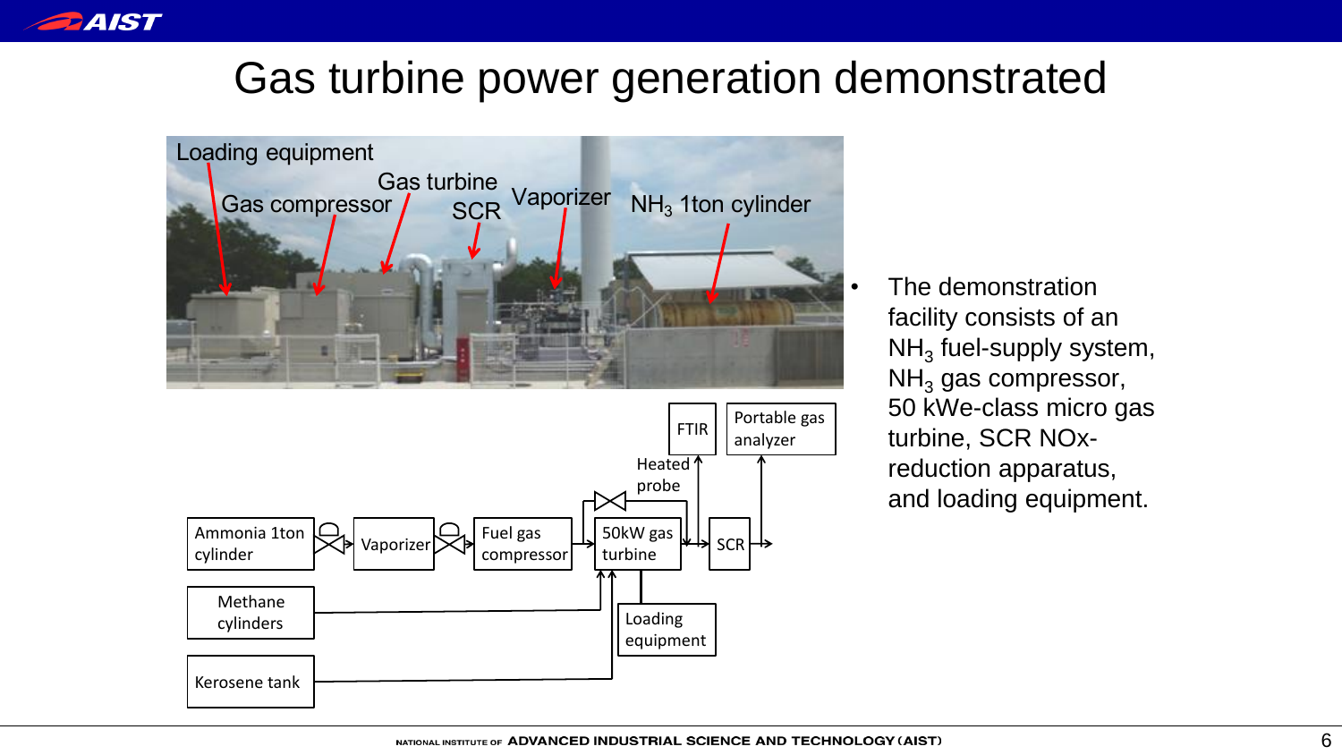# Gas turbine power generation demonstrated

Loading equipment
Gas compressor
Gas turbine
SCR
Vaporizer
$NH_3$ 1ton cylinder

FTIR
Portable gas analyzer
Heated probe
Ammonia 1ton cylinder
Vaporizer
Fuel gas compressor
50kW gas turbine
SCR
Methane cylinders
Loading equipment
Kerosene tank

- The demonstration facility consists of an $NH_3$ fuel-supply system, $NH_3$ gas compressor, 50 kWe-class micro gas turbine, SCR NOx-reduction apparatus, and loading equipment.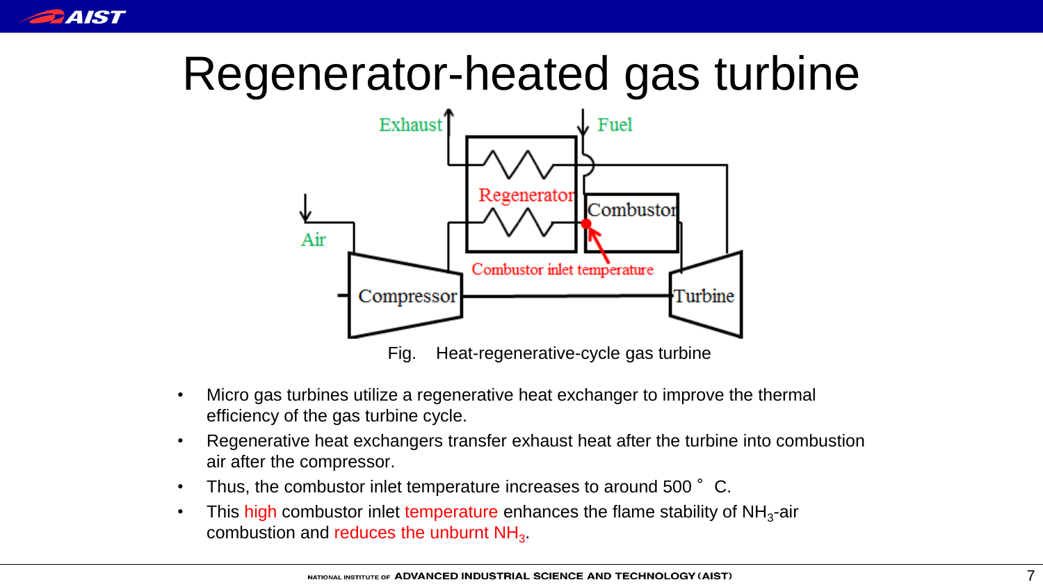# Regenerator-heated gas turbine

Fig. Heat-regenerative-cycle gas turbine

- Micro gas turbines utilize a regenerative heat exchanger to improve the thermal efficiency of the gas turbine cycle.
- Regenerative heat exchangers transfer exhaust heat after the turbine into combustion air after the compressor.
- Thus, the combustor inlet temperature increases to around 500 ° C.
- This high combustor inlet temperature enhances the flame stability of $NH_3$-air combustion and reduces the unburnt $NH_3$.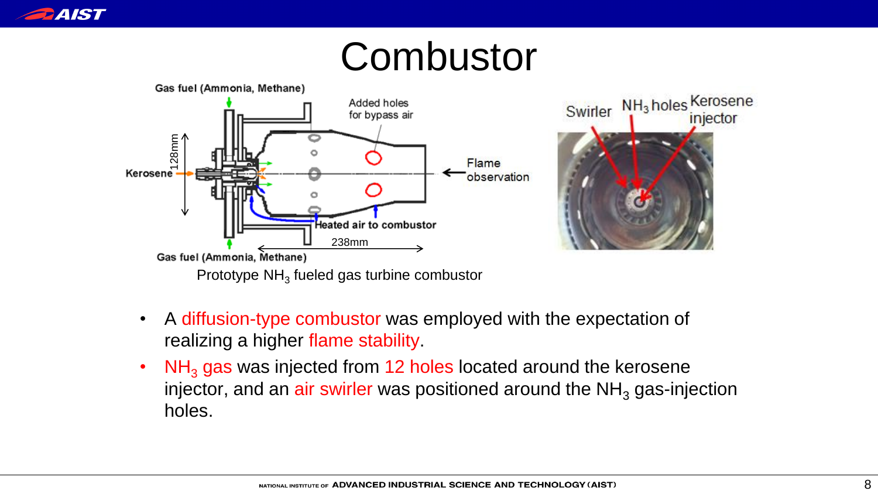# Combustor

Prototype $NH_3$ fueled gas turbine combustor

- A diffusion-type combustor was employed with the expectation of realizing a higher flame stability.
- $NH_3$ gas was injected from 12 holes located around the kerosene injector, and an air swirler was positioned around the $NH_3$ gas-injection holes.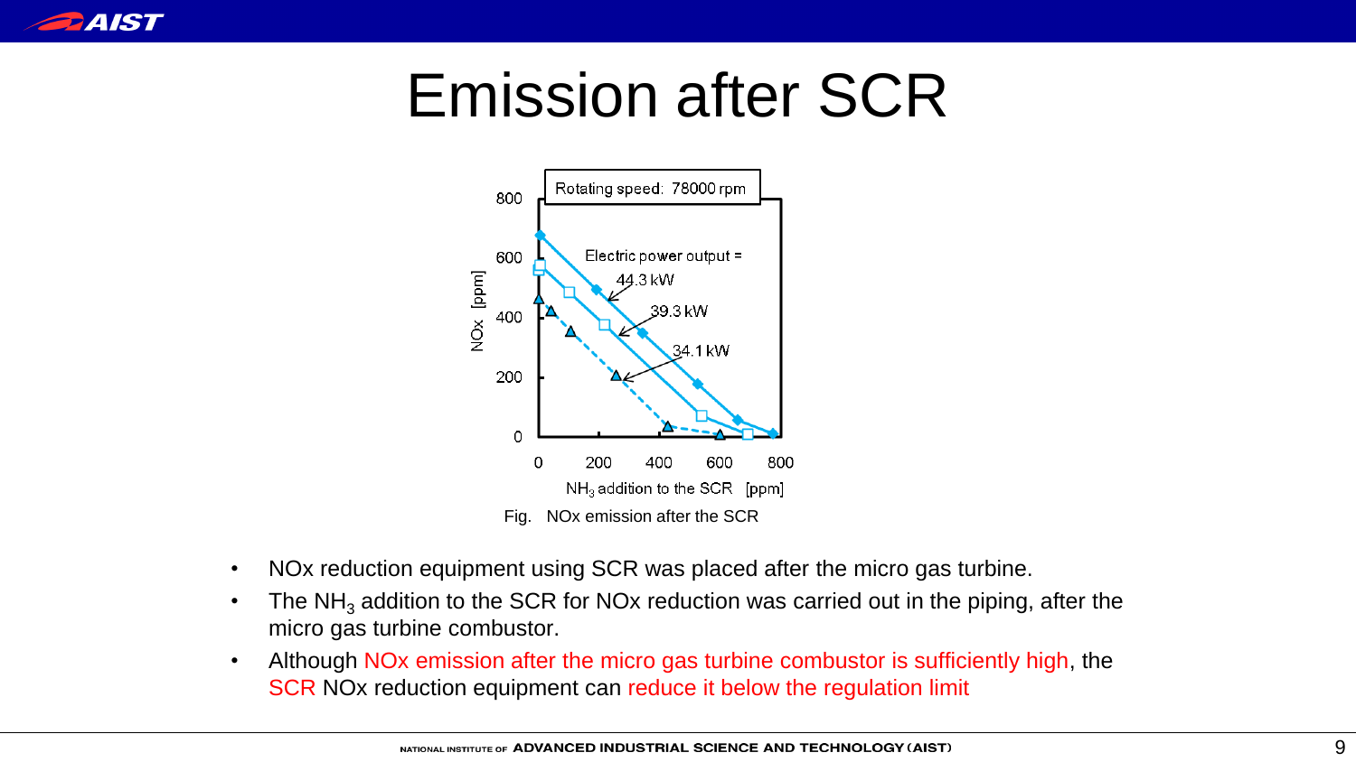# Emission after SCR

Fig. NOx emission after the SCR

- NOx reduction equipment using SCR was placed after the micro gas turbine.
- The $NH_3$ addition to the SCR for NOx reduction was carried out in the piping, after the micro gas turbine combustor.
- Although NOx emission after the micro gas turbine combustor is sufficiently high, the SCR NOx reduction equipment can reduce it below the regulation limit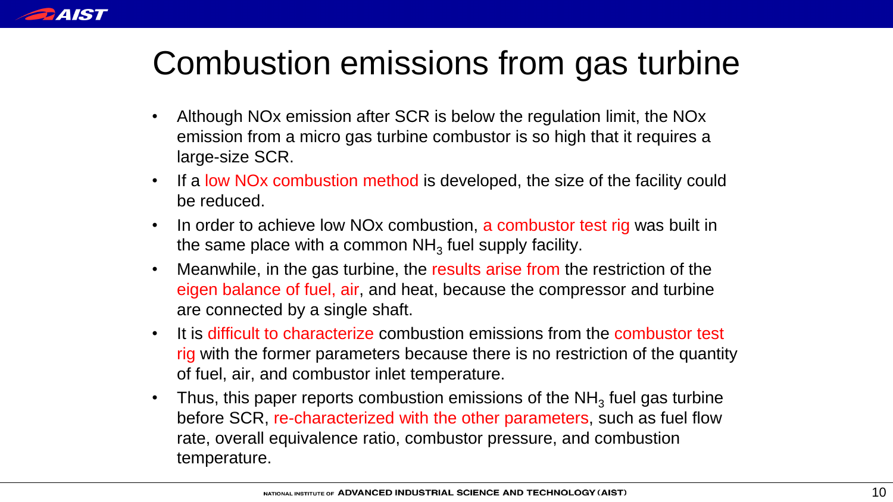# Combustion emissions from gas turbine

- Although NOx emission after SCR is below the regulation limit, the NOx emission from a micro gas turbine combustor is so high that it requires a large-size SCR.
- If a low NOx combustion method is developed, the size of the facility could be reduced.
- In order to achieve low NOx combustion, a combustor test rig was built in the same place with a common $NH_3$ fuel supply facility.
- Meanwhile, in the gas turbine, the results arise from the restriction of the eigen balance of fuel, air, and heat, because the compressor and turbine are connected by a single shaft.
- It is difficult to characterize combustion emissions from the combustor test rig with the former parameters because there is no restriction of the quantity of fuel, air, and combustor inlet temperature.
- Thus, this paper reports combustion emissions of the $NH_3$ fuel gas turbine before SCR, re-characterized with the other parameters, such as fuel flow rate, overall equivalence ratio, combustor pressure, and combustion temperature.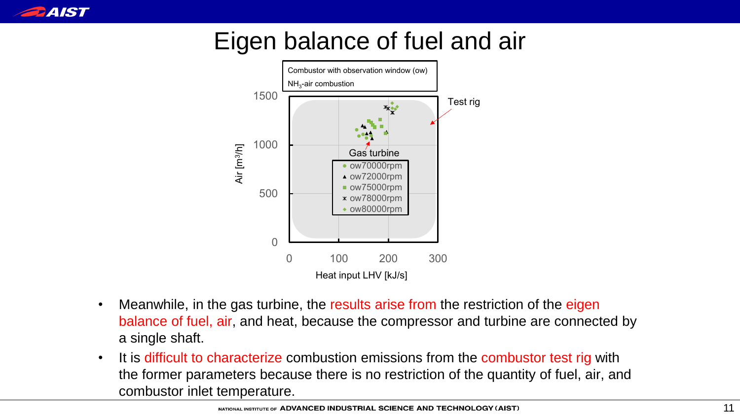# Eigen balance of fuel and air

Combustor with observation window (ow)

$NH_3$-air combustion

Test rig

Gas turbine

- ow70000rpm
- ow72000rpm
- ow75000rpm
- ow78000rpm
- ow80000rpm

Air [m³/h]

Heat input LHV [kJ/s]

- Meanwhile, in the gas turbine, the results arise from the restriction of the eigen balance of fuel, air, and heat, because the compressor and turbine are connected by a single shaft.
- It is difficult to characterize combustion emissions from the combustor test rig with the former parameters because there is no restriction of the quantity of fuel, air, and combustor inlet temperature.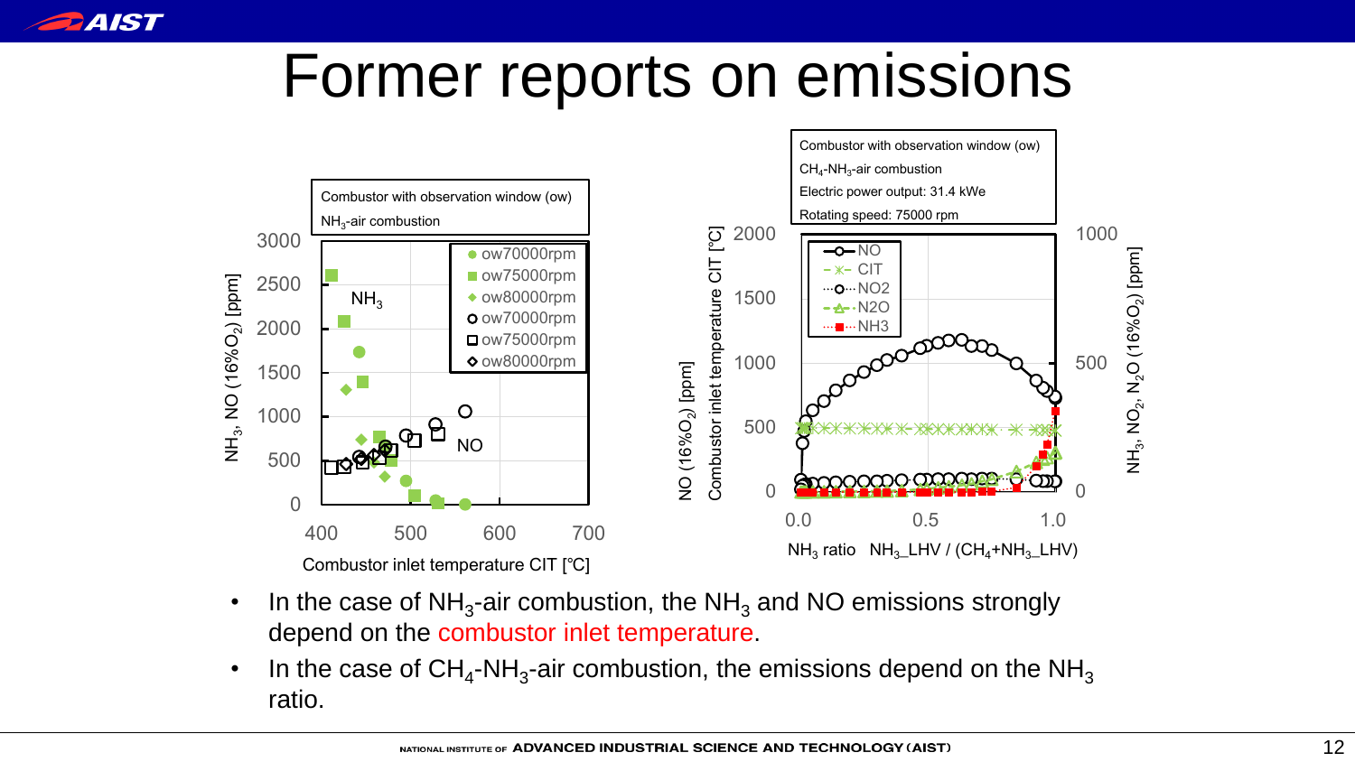# Former reports on emissions

Combustor with observation window (ow)
$NH_3$-air combustion

Combustor with observation window (ow)
$CH_4$-$NH_3$-air combustion
Electric power output: 31.4 kWe
Rotating speed: 75000 rpm

- In the case of $NH_3$-air combustion, the $NH_3$ and NO emissions strongly depend on the combustor inlet temperature.
- In the case of $CH_4$-$NH_3$-air combustion, the emissions depend on the $NH_3$ ratio.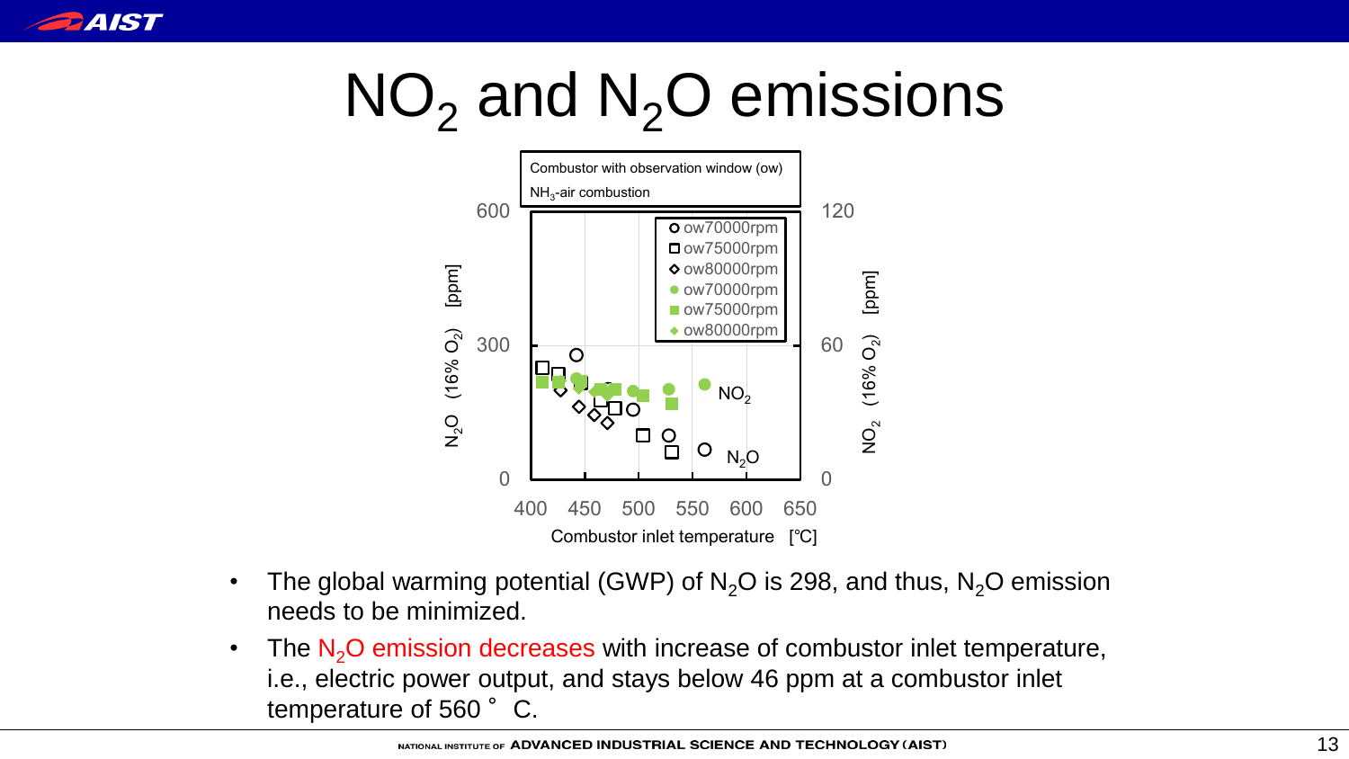# $NO_2$ and $N_2O$ emissions

Combustor with observation window (ow)

$NH_3$-air combustion

- The global warming potential (GWP) of $N_2O$ is 298, and thus, $N_2O$ emission needs to be minimized.
- The $N_2O$ emission decreases with increase of combustor inlet temperature, i.e., electric power output, and stays below 46 ppm at a combustor inlet temperature of 560 ° C.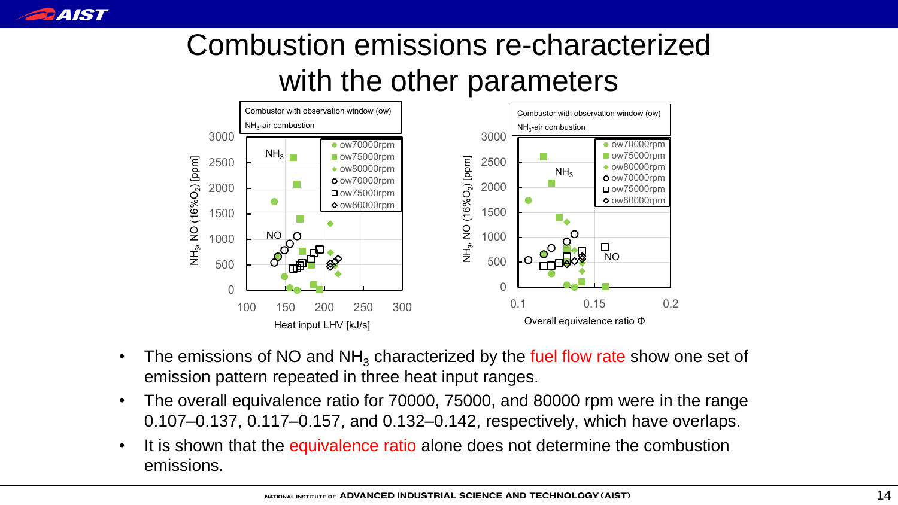# Combustion emissions re-characterized with the other parameters

Combustor with observation window (ow)
$NH_3$-air combustion

Combustor with observation window (ow)
$NH_3$-air combustion

- The emissions of NO and $NH_3$ characterized by the fuel flow rate show one set of emission pattern repeated in three heat input ranges.
- The overall equivalence ratio for 70000, 75000, and 80000 rpm were in the range 0.107–0.137, 0.117–0.157, and 0.132–0.142, respectively, which have overlaps.
- It is shown that the equivalence ratio alone does not determine the combustion emissions.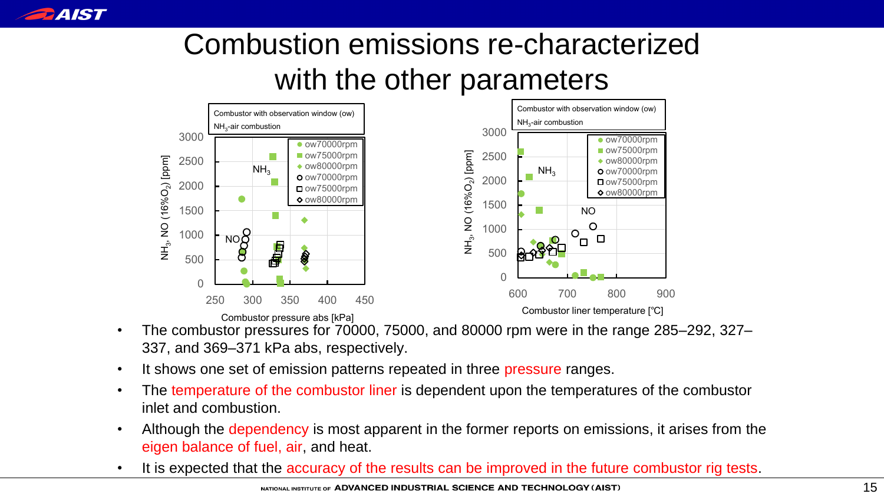# Combustion emissions re-characterized with the other parameters

Combustor with observation window (ow)
$NH_3$-air combustion

Legend: ow70000rpm, ow75000rpm, ow80000rpm (filled: $NH_3$; open: NO)

Left chart — y-axis: $NH_3$, NO (16%$O_2$) [ppm]; x-axis: Combustor pressure abs [kPa]

Right chart — y-axis: $NH_3$, NO (16%$O_2$) [ppm]; x-axis: Combustor liner temperature [℃]

- The combustor pressures for 70000, 75000, and 80000 rpm were in the range 285–292, 327–337, and 369–371 kPa abs, respectively.
- It shows one set of emission patterns repeated in three pressure ranges.
- The temperature of the combustor liner is dependent upon the temperatures of the combustor inlet and combustion.
- Although the dependency is most apparent in the former reports on emissions, it arises from the eigen balance of fuel, air, and heat.
- It is expected that the accuracy of the results can be improved in the future combustor rig tests.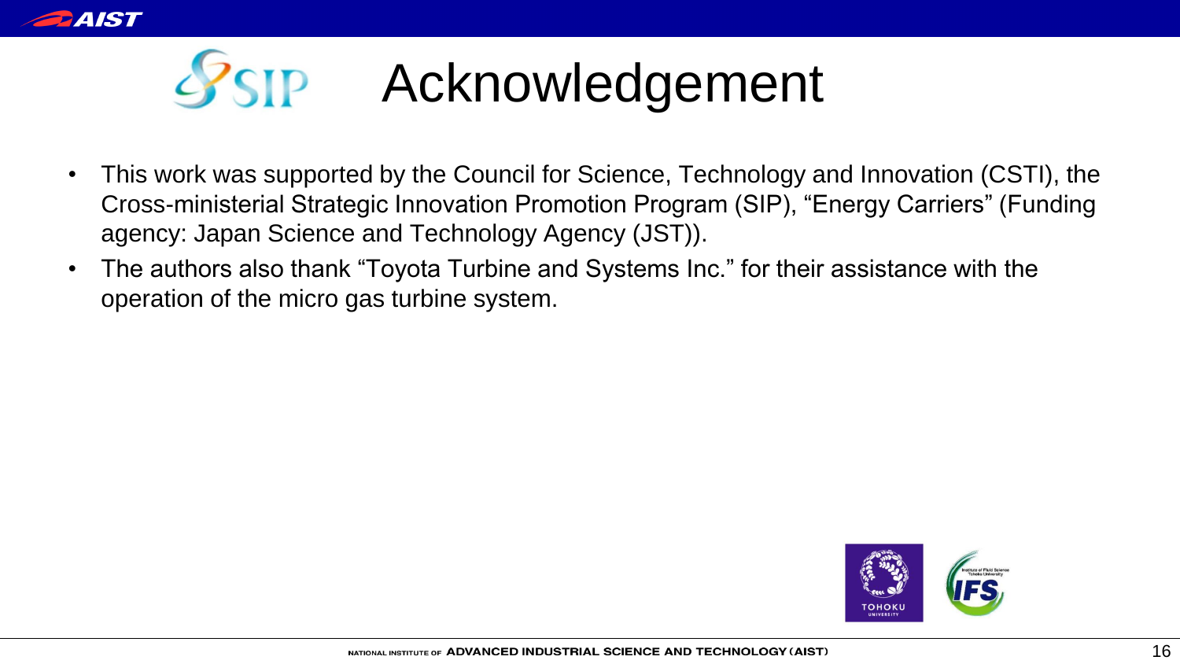# Acknowledgement

- This work was supported by the Council for Science, Technology and Innovation (CSTI), the Cross-ministerial Strategic Innovation Promotion Program (SIP), “Energy Carriers” (Funding agency: Japan Science and Technology Agency (JST)).
- The authors also thank “Toyota Turbine and Systems Inc.” for their assistance with the operation of the micro gas turbine system.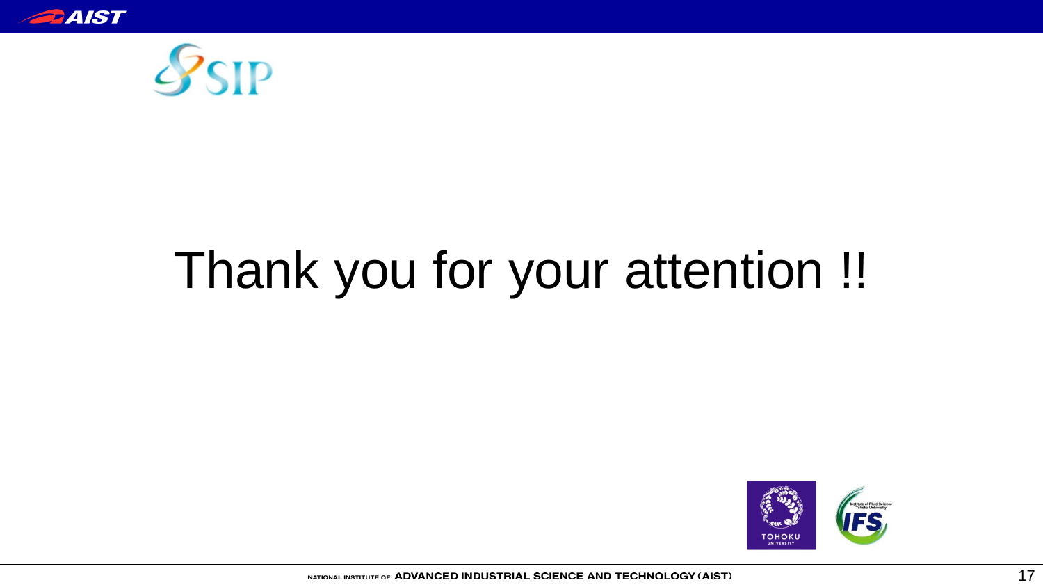# Thank you for your attention !!